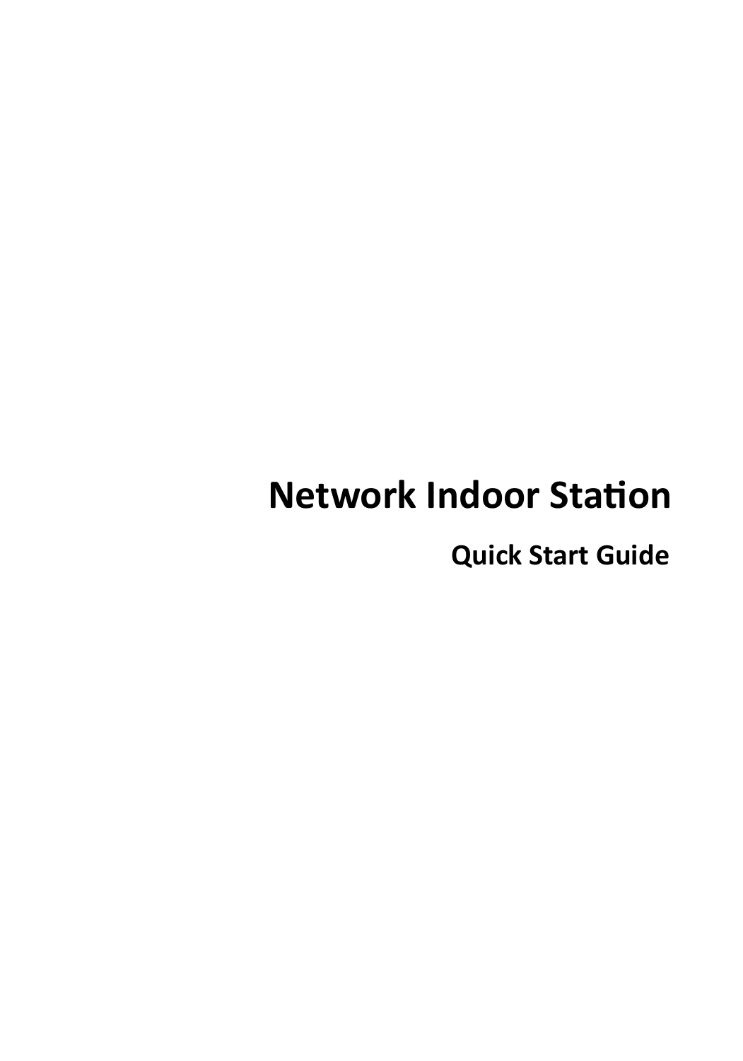# Network Indoor Station

## Quick Start Guide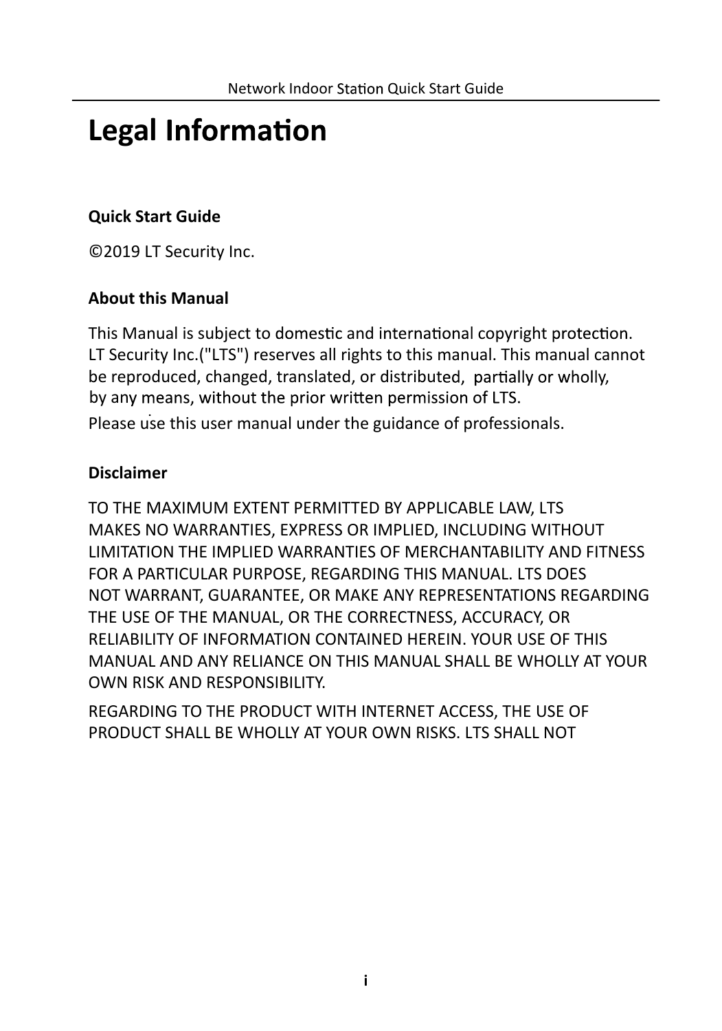# Legal Information

### Quick Start Guide

©2019 LT Security Inc.

### About this Manual

This Manual is subject to domestic and international copyright protection. LT Security Inc.("LTS") reserves all rights to this manual. This manual cannot be reproduced, changed, translated, or distributed, partially or wholly, by any means, without the prior written permission of LTS.

Please use this user manual under the guidance of professionals.

### Disclaimer

TO THE MAXIMUM EXTENT PERMITTED BY APPLICABLE LAW, LTS MAKES NO WARRANTIES, EXPRESS OR IMPLIED, INCLUDING WITHOUT LIMITATION THE IMPLIED WARRANTIES OF MERCHANTABILITY AND FITNESS FOR A PARTICULAR PURPOSE, REGARDING THIS MANUAL. LTS DOES NOT WARRANT, GUARANTEE, OR MAKE ANY REPRESENTATIONS REGARDING THE USE OF THE MANUAL, OR THE CORRECTNESS, ACCURACY, OR RELIABILITY OF INFORMATION CONTAINED HEREIN. YOUR USE OF THIS MANUAL AND ANY RELIANCE ON THIS MANUAL SHALL BE WHOLLY AT YOUR OWN RISK AND RESPONSIBILITY.

REGARDING TO THE PRODUCT WITH INTERNET ACCESS, THE USE OF PRODUCT SHALL BE WHOLLY AT YOUR OWN RISKS. LTS SHALL NOT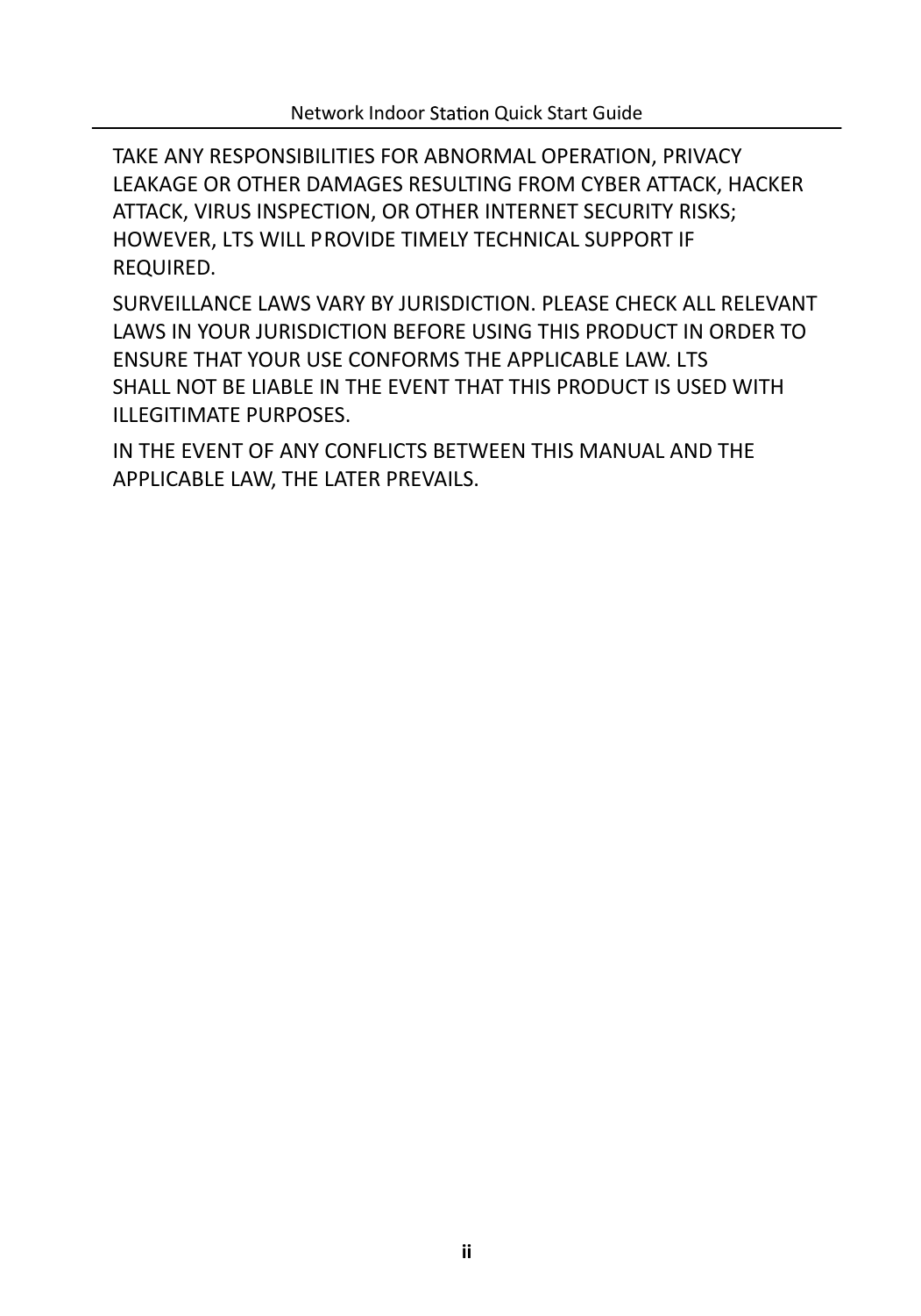TAKE ANY RESPONSIBILITIES FOR ABNORMAL OPERATION, PRIVACY LEAKAGE OR OTHER DAMAGES RESULTING FROM CYBER ATTACK, HACKER ATTACK, VIRUS INSPECTION, OR OTHER INTERNET SECURITY RISKS; HOWEVER, LTS WILL PROVIDE TIMELY TECHNICAL SUPPORT IF REQUIRED.

SURVEILLANCE LAWS VARY BY JURISDICTION. PLEASE CHECK ALL RELEVANT LAWS IN YOUR JURISDICTION BEFORE USING THIS PRODUCT IN ORDER TO ENSURE THAT YOUR USE CONFORMS THE APPLICABLE LAW. LTS SHALL NOT BE LIABLE IN THE EVENT THAT THIS PRODUCT IS USED WITH ILLEGITIMATE PURPOSES.

IN THE EVENT OF ANY CONFLICTS BETWEEN THIS MANUAL AND THE APPLICABLE LAW, THE LATER PREVAILS.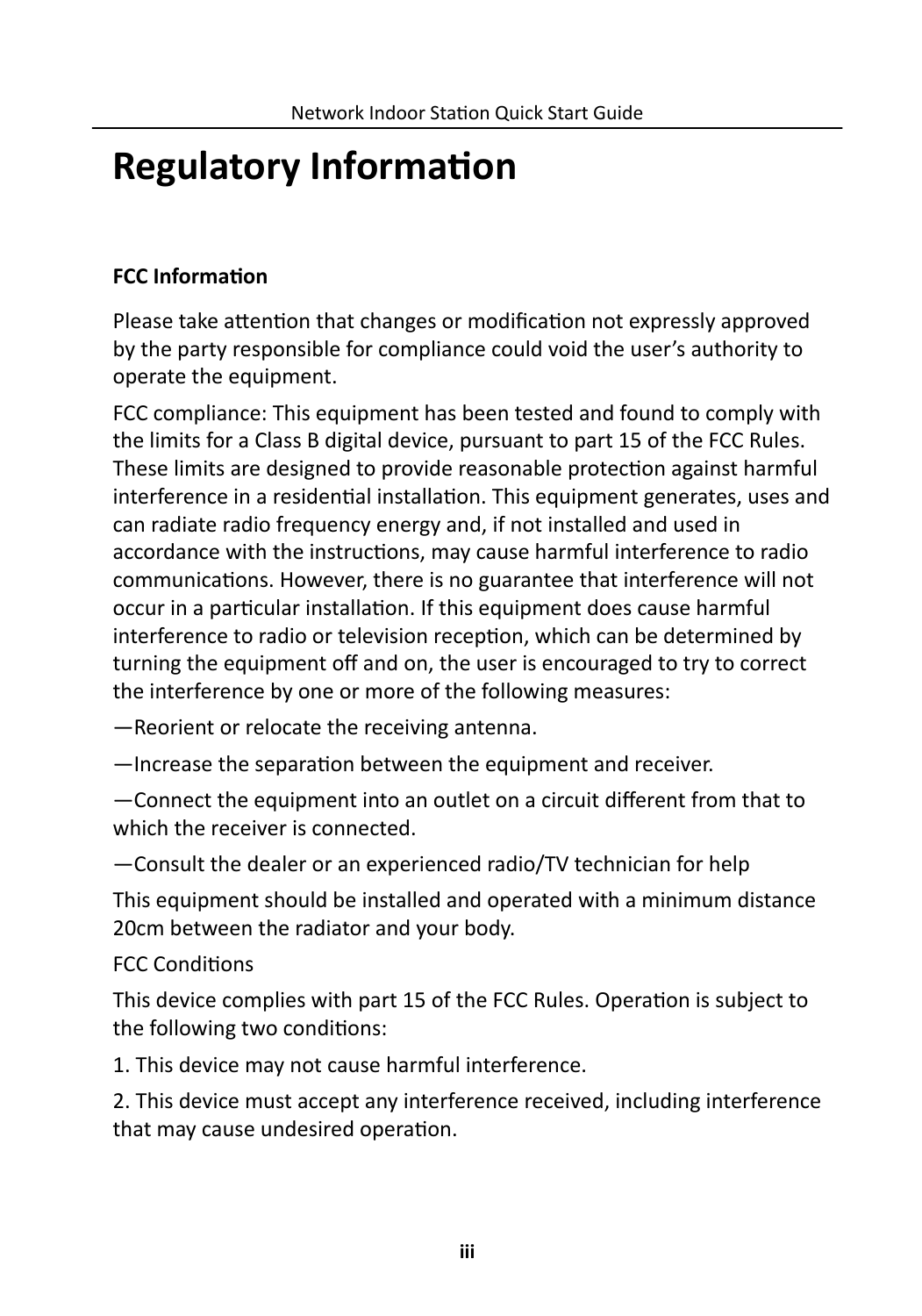# Regulatory Information

**FCC Information**

Please take attention that changes or modification not expressly approved by the party responsible for compliance could void the user's authority to operate the equipment.

FCC compliance: This equipment has been tested and found to comply with the limits for a Class B digital device, pursuant to part 15 of the FCC Rules. These limits are designed to provide reasonable protection against harmful interference in a residential installation. This equipment generates, uses and can radiate radio frequency energy and, if not installed and used in accordance with the instructions, may cause harmful interference to radio communications. However, there is no guarantee that interference will not occur in a particular installation. If this equipment does cause harmful interference to radio or television reception, which can be determined by turning the equipment off and on, the user is encouraged to try to correct the interference by one or more of the following measures:

—Reorient or relocate the receiving antenna.

—Increase the separation between the equipment and receiver.

—Connect the equipment into an outlet on a circuit different from that to which the receiver is connected.

—Consult the dealer or an experienced radio/TV technician for help

This equipment should be installed and operated with a minimum distance 20cm between the radiator and your body.

FCC Conditions

This device complies with part 15 of the FCC Rules. Operation is subject to the following two conditions:

1. This device may not cause harmful interference.

2. This device must accept any interference received, including interference that may cause undesired operation.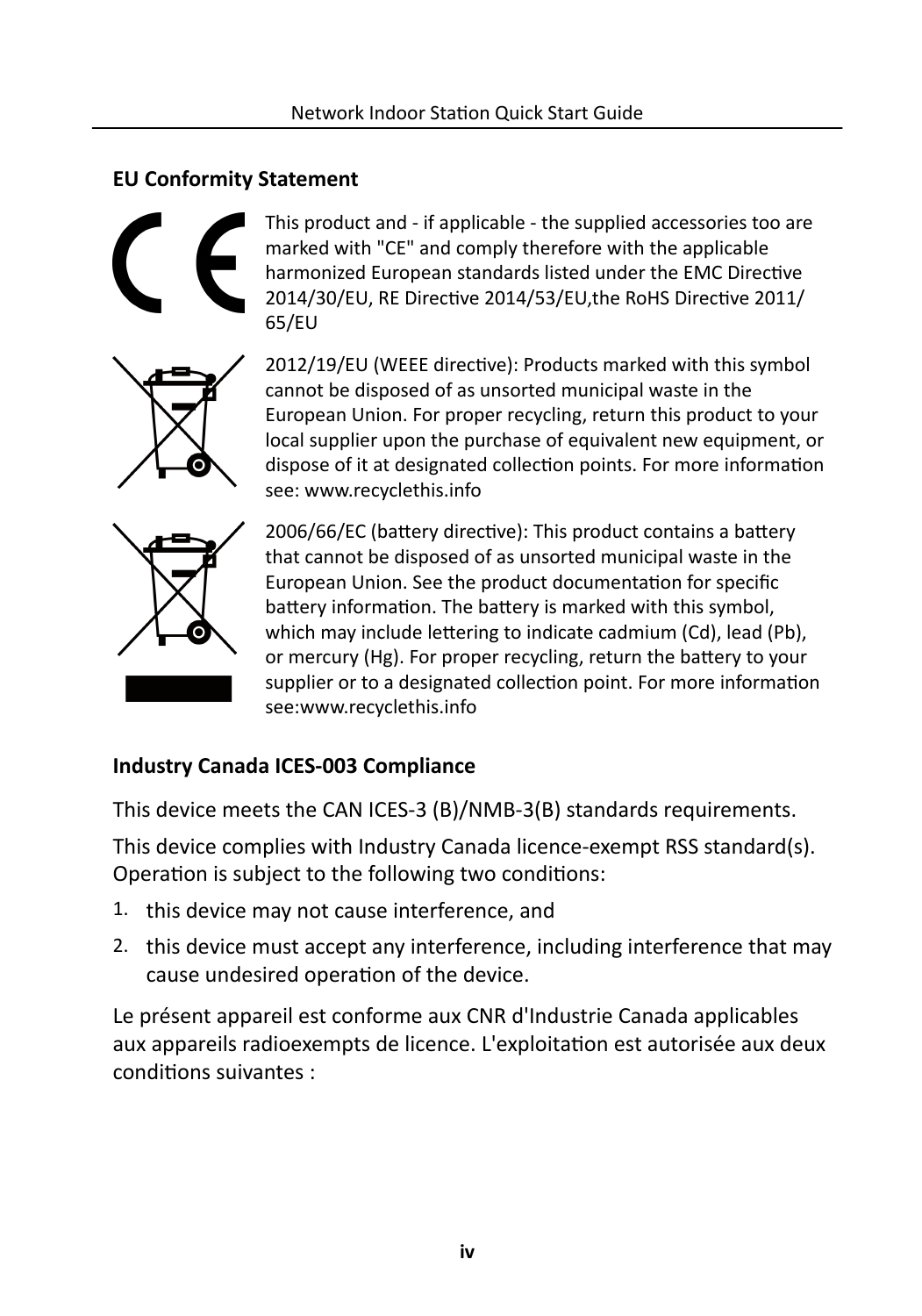## EU Conformity Statement

This product and - if applicable - the supplied accessories too are marked with "CE" and comply therefore with the applicable harmonized European standards listed under the EMC Directive 2014/30/EU, RE Directive 2014/53/EU,the RoHS Directive 2011/65/EU

2012/19/EU (WEEE directive): Products marked with this symbol cannot be disposed of as unsorted municipal waste in the European Union. For proper recycling, return this product to your local supplier upon the purchase of equivalent new equipment, or dispose of it at designated collection points. For more information see: www.recyclethis.info

2006/66/EC (battery directive): This product contains a battery that cannot be disposed of as unsorted municipal waste in the European Union. See the product documentation for specific battery information. The battery is marked with this symbol, which may include lettering to indicate cadmium (Cd), lead (Pb), or mercury (Hg). For proper recycling, return the battery to your supplier or to a designated collection point. For more information see:www.recyclethis.info

## Industry Canada ICES-003 Compliance

This device meets the CAN ICES-3 (B)/NMB-3(B) standards requirements.

This device complies with Industry Canada licence-exempt RSS standard(s). Operation is subject to the following two conditions:

1. this device may not cause interference, and
2. this device must accept any interference, including interference that may cause undesired operation of the device.

Le présent appareil est conforme aux CNR d'Industrie Canada applicables aux appareils radioexempts de licence. L'exploitation est autorisée aux deux conditions suivantes :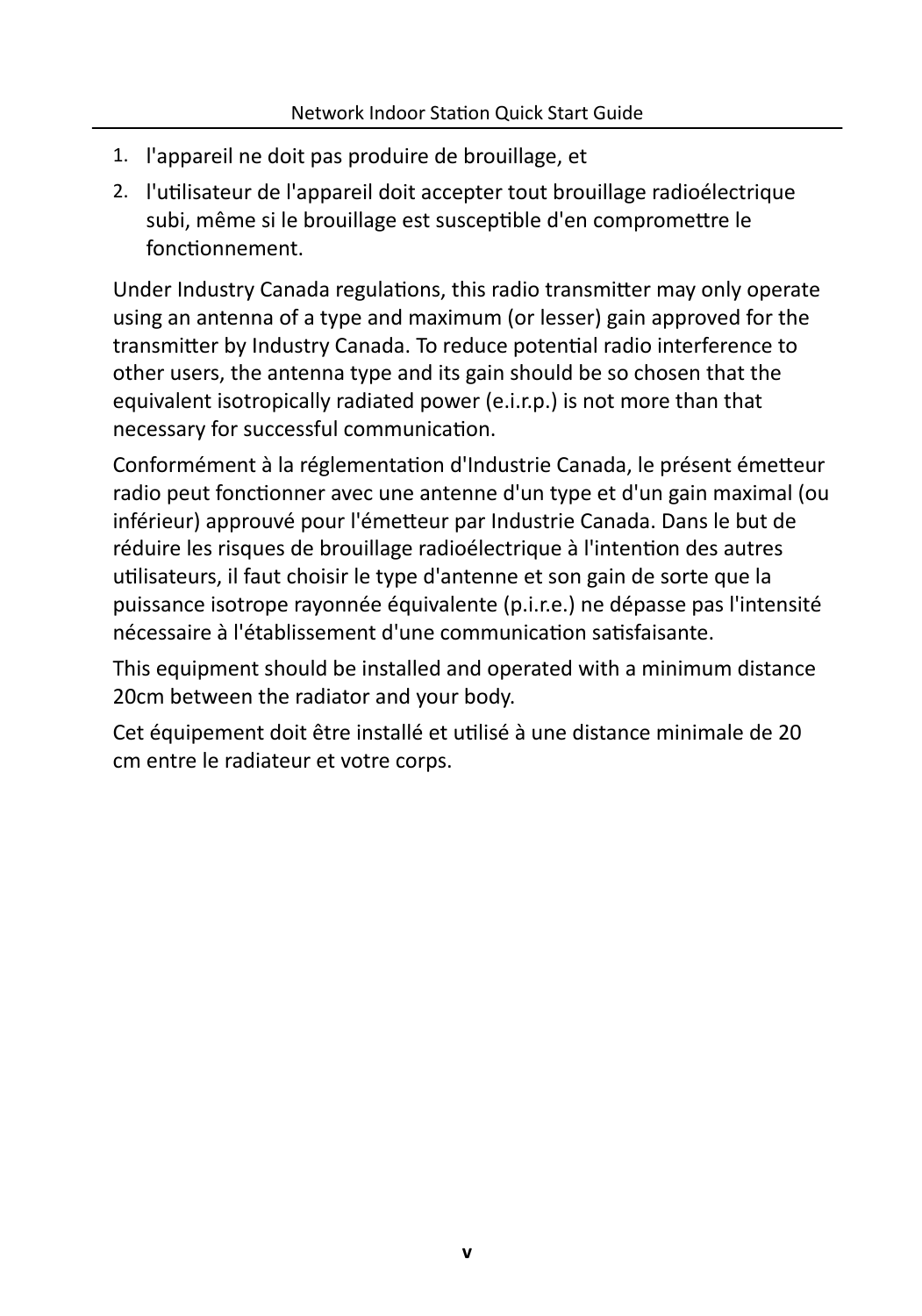1. l'appareil ne doit pas produire de brouillage, et
2. l'utilisateur de l'appareil doit accepter tout brouillage radioélectrique subi, même si le brouillage est susceptible d'en compromettre le fonctionnement.

Under Industry Canada regulations, this radio transmitter may only operate using an antenna of a type and maximum (or lesser) gain approved for the transmitter by Industry Canada. To reduce potential radio interference to other users, the antenna type and its gain should be so chosen that the equivalent isotropically radiated power (e.i.r.p.) is not more than that necessary for successful communication.

Conformément à la réglementation d'Industrie Canada, le présent émetteur radio peut fonctionner avec une antenne d'un type et d'un gain maximal (ou inférieur) approuvé pour l'émetteur par Industrie Canada. Dans le but de réduire les risques de brouillage radioélectrique à l'intention des autres utilisateurs, il faut choisir le type d'antenne et son gain de sorte que la puissance isotrope rayonnée équivalente (p.i.r.e.) ne dépasse pas l'intensité nécessaire à l'établissement d'une communication satisfaisante.

This equipment should be installed and operated with a minimum distance 20cm between the radiator and your body.

Cet équipement doit être installé et utilisé à une distance minimale de 20 cm entre le radiateur et votre corps.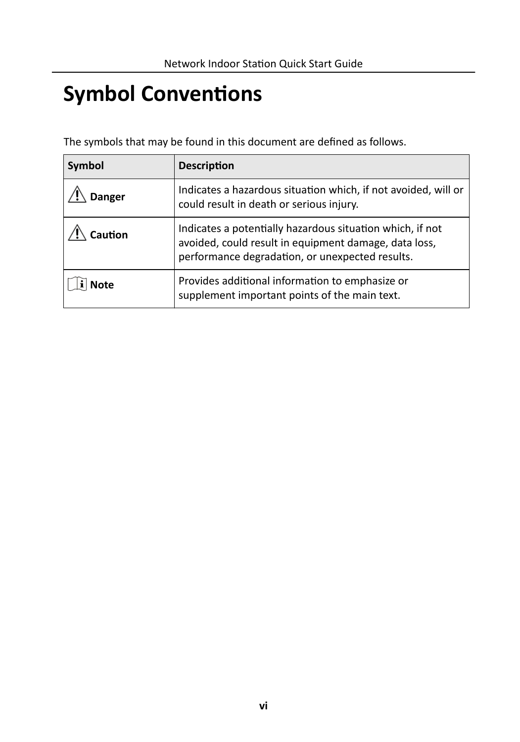# Symbol Conventions

The symbols that may be found in this document are defined as follows.

| Symbol | Description |
| --- | --- |
| Danger | Indicates a hazardous situation which, if not avoided, will or could result in death or serious injury. |
| Caution | Indicates a potentially hazardous situation which, if not avoided, could result in equipment damage, data loss, performance degradation, or unexpected results. |
| Note | Provides additional information to emphasize or supplement important points of the main text. |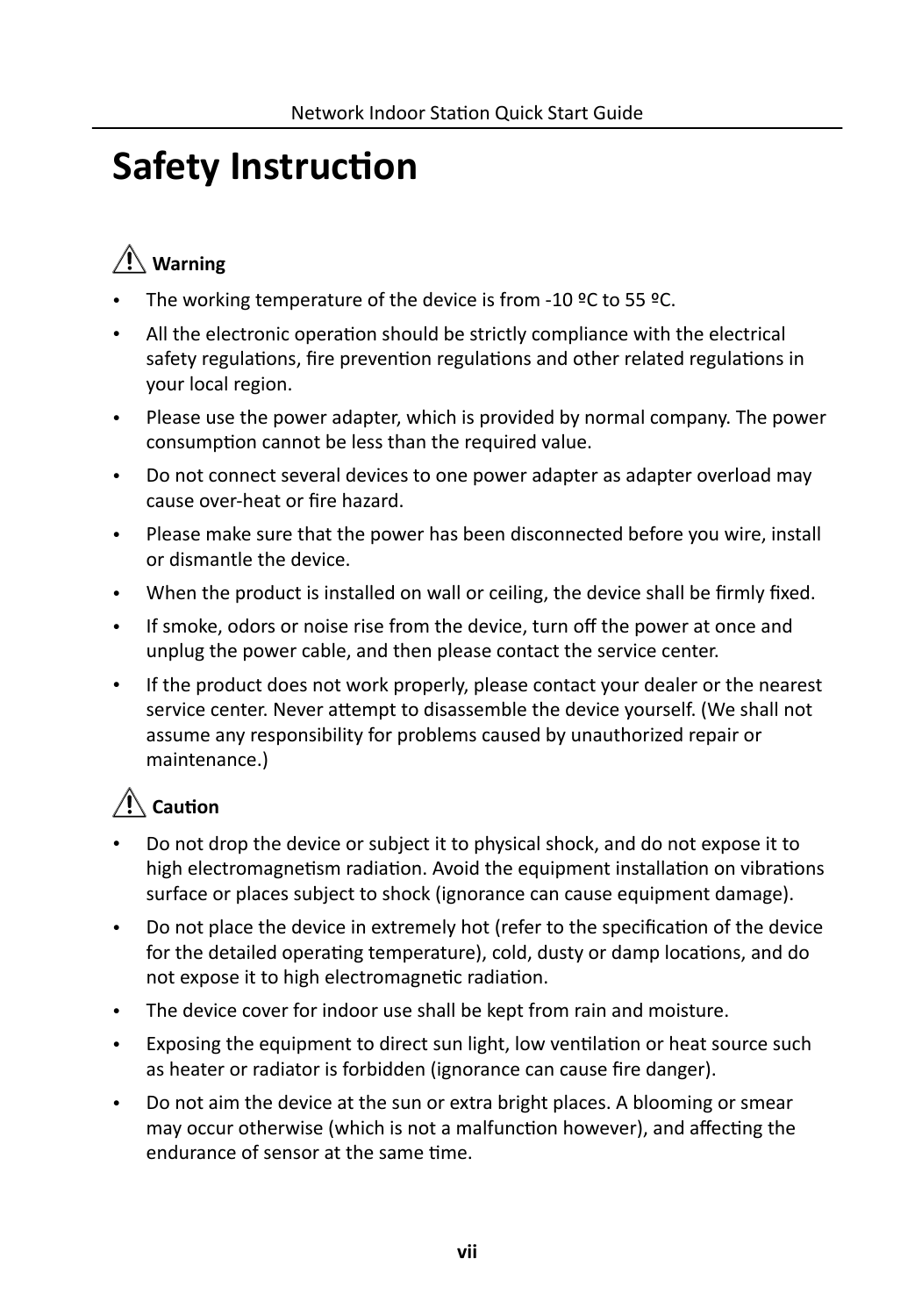# Safety Instruction

**Warning**

- The working temperature of the device is from -10 ºC to 55 ºC.
- All the electronic operation should be strictly compliance with the electrical safety regulations, fire prevention regulations and other related regulations in your local region.
- Please use the power adapter, which is provided by normal company. The power consumption cannot be less than the required value.
- Do not connect several devices to one power adapter as adapter overload may cause over-heat or fire hazard.
- Please make sure that the power has been disconnected before you wire, install or dismantle the device.
- When the product is installed on wall or ceiling, the device shall be firmly fixed.
- If smoke, odors or noise rise from the device, turn off the power at once and unplug the power cable, and then please contact the service center.
- If the product does not work properly, please contact your dealer or the nearest service center. Never attempt to disassemble the device yourself. (We shall not assume any responsibility for problems caused by unauthorized repair or maintenance.)

**Caution**

- Do not drop the device or subject it to physical shock, and do not expose it to high electromagnetism radiation. Avoid the equipment installation on vibrations surface or places subject to shock (ignorance can cause equipment damage).
- Do not place the device in extremely hot (refer to the specification of the device for the detailed operating temperature), cold, dusty or damp locations, and do not expose it to high electromagnetic radiation.
- The device cover for indoor use shall be kept from rain and moisture.
- Exposing the equipment to direct sun light, low ventilation or heat source such as heater or radiator is forbidden (ignorance can cause fire danger).
- Do not aim the device at the sun or extra bright places. A blooming or smear may occur otherwise (which is not a malfunction however), and affecting the endurance of sensor at the same time.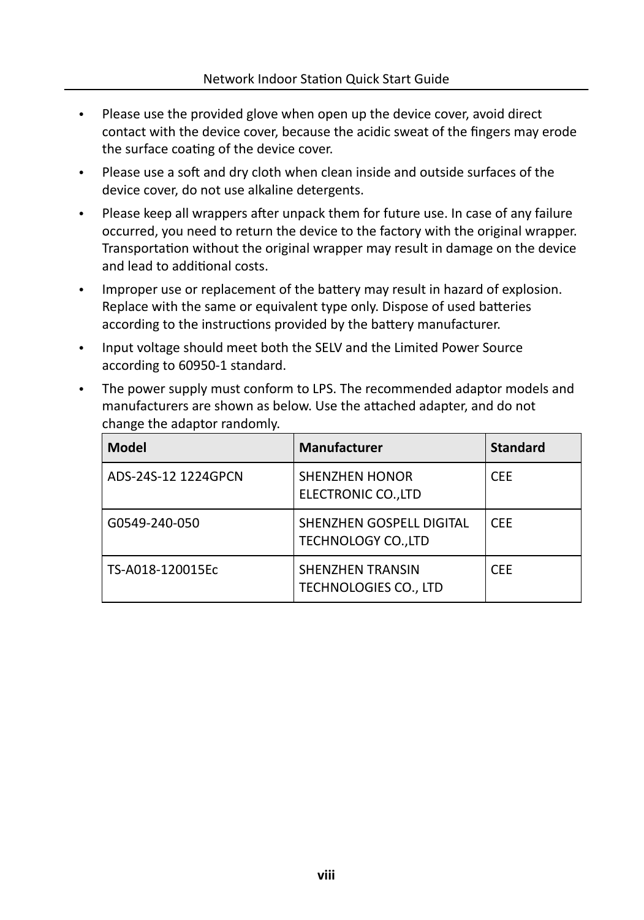- Please use the provided glove when open up the device cover, avoid direct contact with the device cover, because the acidic sweat of the fingers may erode the surface coating of the device cover.
- Please use a soft and dry cloth when clean inside and outside surfaces of the device cover, do not use alkaline detergents.
- Please keep all wrappers after unpack them for future use. In case of any failure occurred, you need to return the device to the factory with the original wrapper. Transportation without the original wrapper may result in damage on the device and lead to additional costs.
- Improper use or replacement of the battery may result in hazard of explosion. Replace with the same or equivalent type only. Dispose of used batteries according to the instructions provided by the battery manufacturer.
- Input voltage should meet both the SELV and the Limited Power Source according to 60950-1 standard.
- The power supply must conform to LPS. The recommended adaptor models and manufacturers are shown as below. Use the attached adapter, and do not change the adaptor randomly.

| Model | Manufacturer | Standard |
|---|---|---|
| ADS-24S-12 1224GPCN | SHENZHEN HONOR ELECTRONIC CO.,LTD | CEE |
| G0549-240-050 | SHENZHEN GOSPELL DIGITAL TECHNOLOGY CO.,LTD | CEE |
| TS-A018-120015Ec | SHENZHEN TRANSIN TECHNOLOGIES CO., LTD | CEE |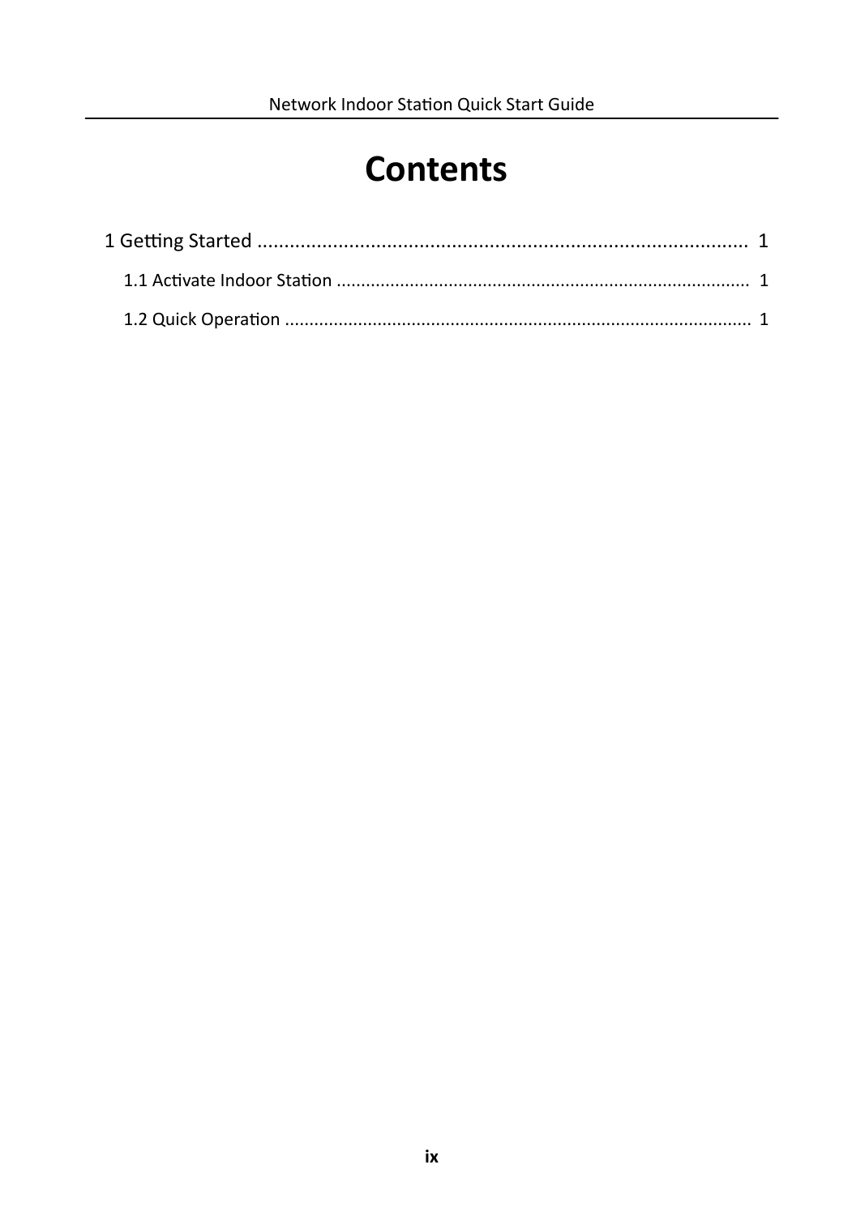# Contents

1 Getting Started ........................................................................................... 1

1.1 Activate Indoor Station ................................................................................... 1

1.2 Quick Operation .............................................................................................. 1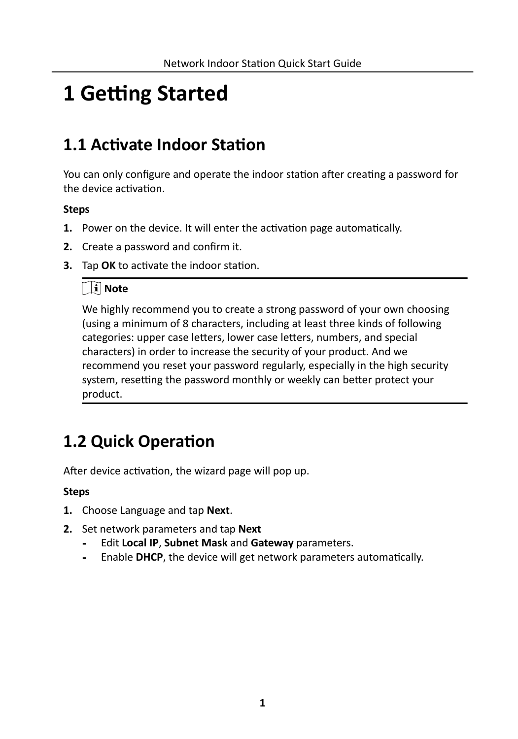# 1 Getting Started

## 1.1 Activate Indoor Station

You can only configure and operate the indoor station after creating a password for the device activation.

**Steps**

1. Power on the device. It will enter the activation page automatically.
2. Create a password and confirm it.
3. Tap **OK** to activate the indoor station.

**Note**

We highly recommend you to create a strong password of your own choosing (using a minimum of 8 characters, including at least three kinds of following categories: upper case letters, lower case letters, numbers, and special characters) in order to increase the security of your product. And we recommend you reset your password regularly, especially in the high security system, resetting the password monthly or weekly can better protect your product.

## 1.2 Quick Operation

After device activation, the wizard page will pop up.

**Steps**

1. Choose Language and tap **Next**.
2. Set network parameters and tap **Next**
   - Edit **Local IP**, **Subnet Mask** and **Gateway** parameters.
   - Enable **DHCP**, the device will get network parameters automatically.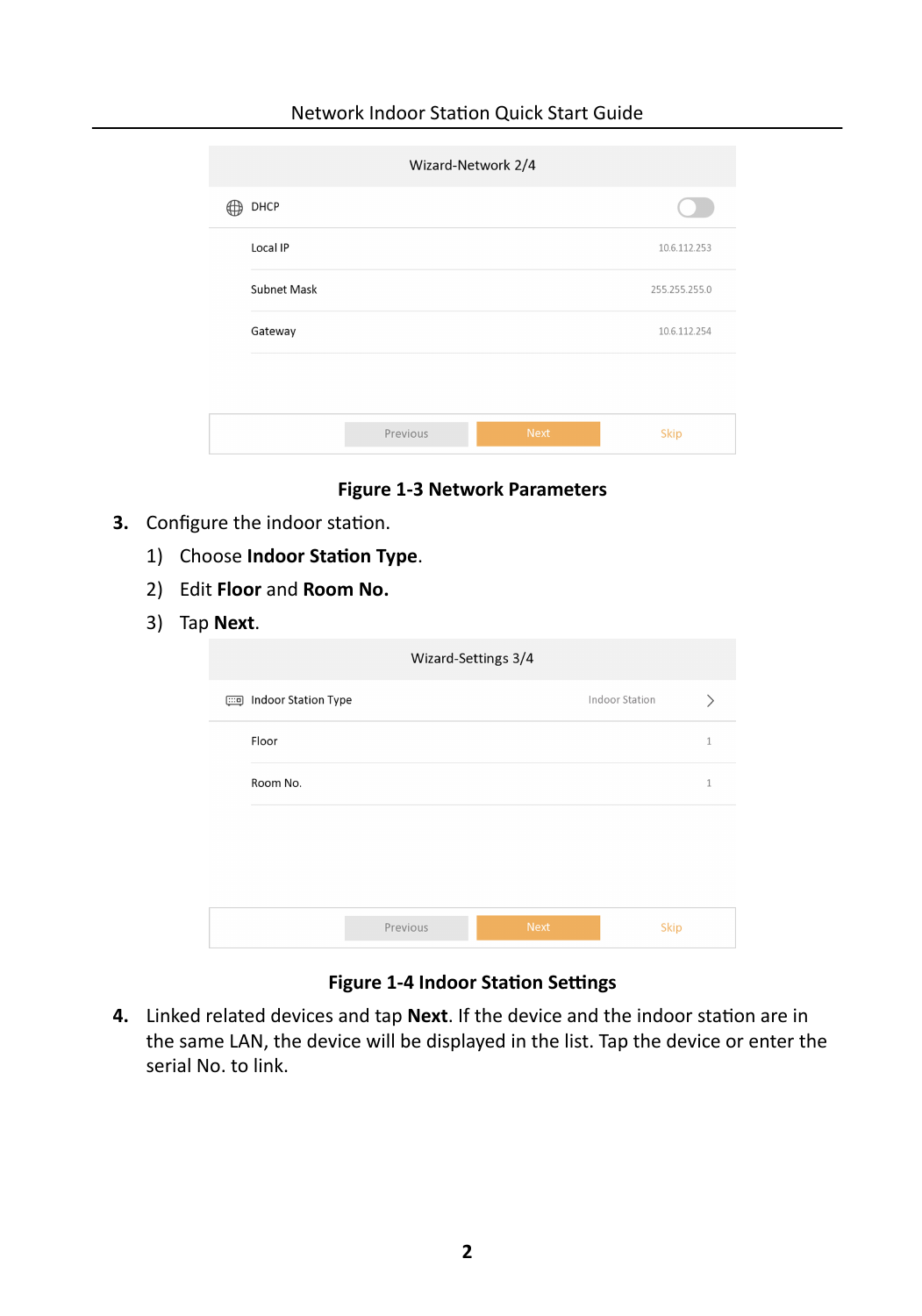Wizard-Network 2/4

| DHCP | |
|---|---|
| Local IP | 10.6.112.253 |
| Subnet Mask | 255.255.255.0 |
| Gateway | 10.6.112.254 |

Previous | Next | Skip

**Figure 1-3 Network Parameters**

3. Configure the indoor station.
   1) Choose **Indoor Station Type**.
   2) Edit **Floor** and **Room No.**
   3) Tap **Next**.

Wizard-Settings 3/4

| Indoor Station Type | Indoor Station |
|---|---|
| Floor | 1 |
| Room No. | 1 |

Previous | Next | Skip

**Figure 1-4 Indoor Station Settings**

4. Linked related devices and tap **Next**. If the device and the indoor station are in the same LAN, the device will be displayed in the list. Tap the device or enter the serial No. to link.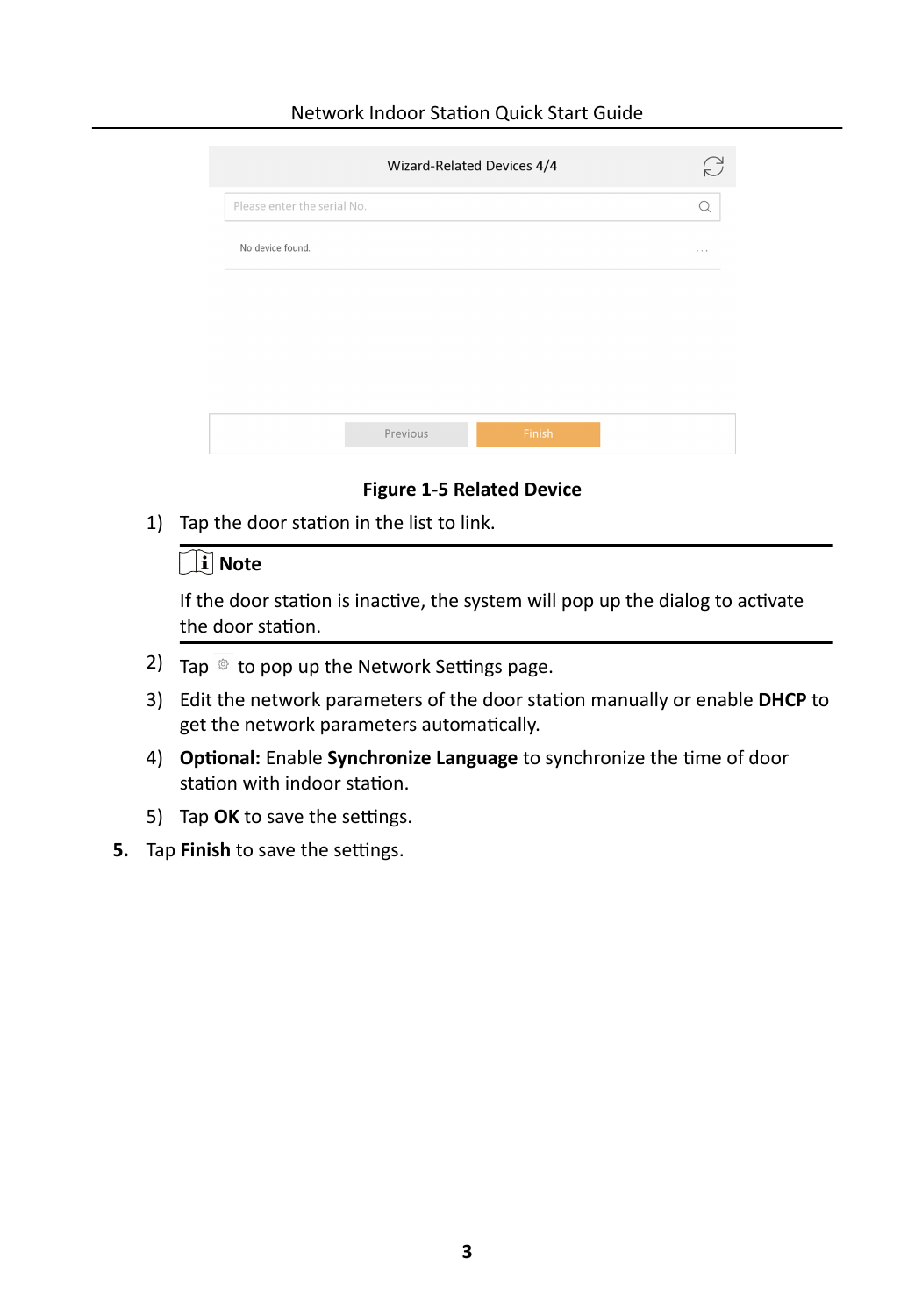Figure 1-5 Related Device

1) Tap the door station in the list to link.

**Note**

If the door station is inactive, the system will pop up the dialog to activate the door station.

2) Tap to pop up the Network Settings page.

3) Edit the network parameters of the door station manually or enable **DHCP** to get the network parameters automatically.

4) **Optional:** Enable **Synchronize Language** to synchronize the time of door station with indoor station.

5) Tap **OK** to save the settings.

**5.** Tap **Finish** to save the settings.